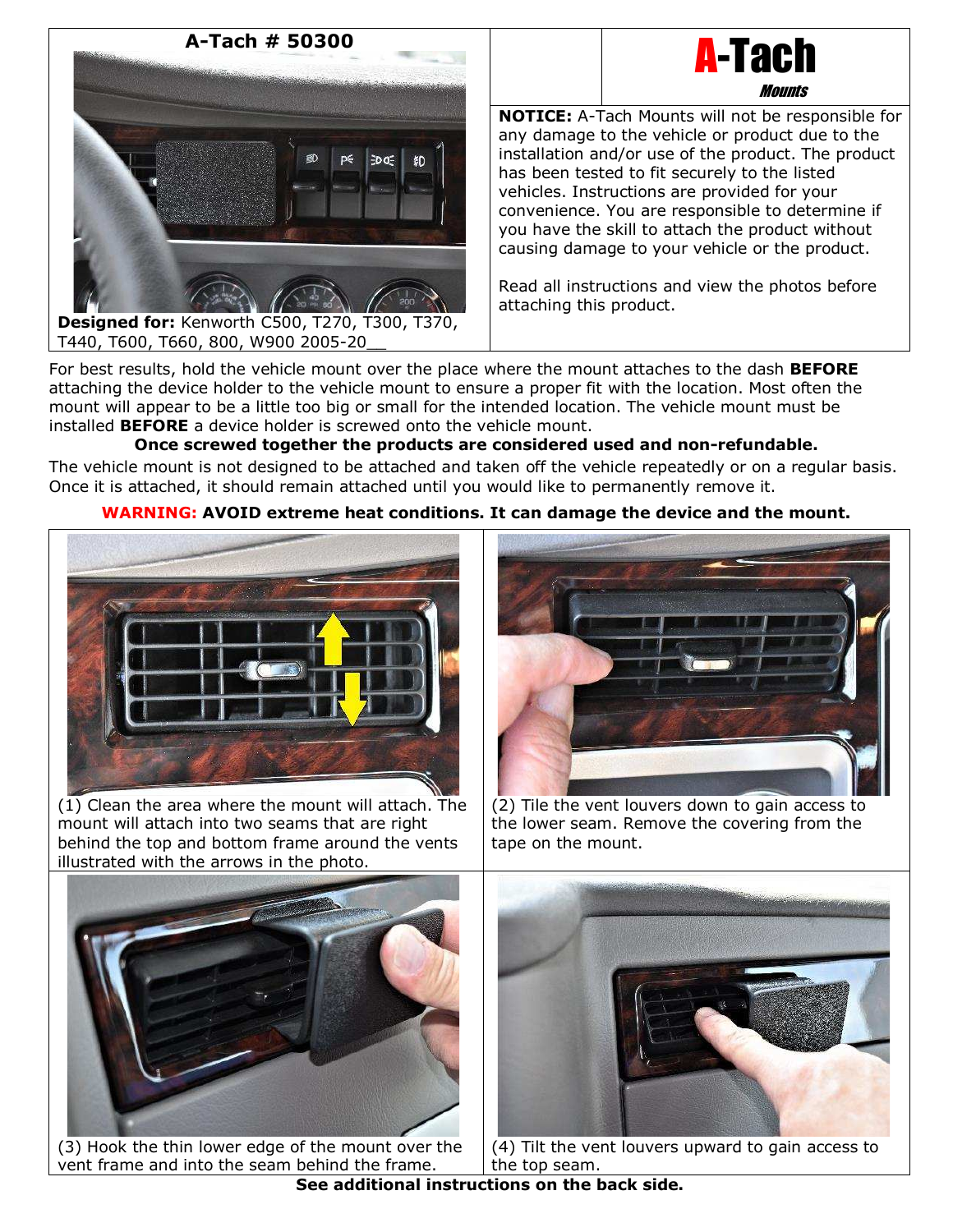**A-Tach # 50300**

**Designed for:** Kenworth C500, T270, T300, T370, T440, T600, T660, 800, W900 2005-20__

# A-Tach

*Mounts*

**NOTICE:** A-Tach Mounts will not be responsible for any damage to the vehicle or product due to the installation and/or use of the product. The product has been tested to fit securely to the listed vehicles. Instructions are provided for your convenience. You are responsible to determine if you have the skill to attach the product without causing damage to your vehicle or the product.

Read all instructions and view the photos before attaching this product.

For best results, hold the vehicle mount over the place where the mount attaches to the dash **BEFORE** attaching the device holder to the vehicle mount to ensure a proper fit with the location. Most often the mount will appear to be a little too big or small for the intended location. The vehicle mount must be installed **BEFORE** a device holder is screwed onto the vehicle mount.

**Once screwed together the products are considered used and non-refundable.**

The vehicle mount is not designed to be attached and taken off the vehicle repeatedly or on a regular basis. Once it is attached, it should remain attached until you would like to permanently remove it.

**WARNING: AVOID extreme heat conditions. It can damage the device and the mount.**

(1) Clean the area where the mount will attach. The mount will attach into two seams that are right behind the top and bottom frame around the vents illustrated with the arrows in the photo.

(2) Tile the vent louvers down to gain access to the lower seam. Remove the covering from the tape on the mount.

(3) Hook the thin lower edge of the mount over the vent frame and into the seam behind the frame.

(4) Tilt the vent louvers upward to gain access to the top seam.

**See additional instructions on the back side.**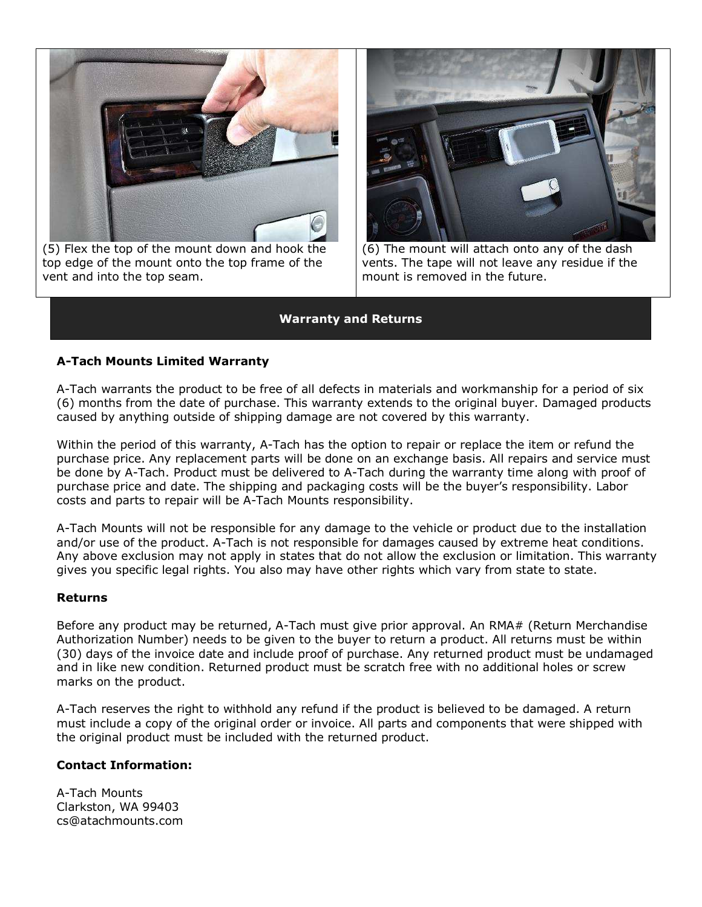(5) Flex the top of the mount down and hook the top edge of the mount onto the top frame of the vent and into the top seam.

(6) The mount will attach onto any of the dash vents. The tape will not leave any residue if the mount is removed in the future.

## Warranty and Returns

**A-Tach Mounts Limited Warranty**

A-Tach warrants the product to be free of all defects in materials and workmanship for a period of six (6) months from the date of purchase. This warranty extends to the original buyer. Damaged products caused by anything outside of shipping damage are not covered by this warranty.

Within the period of this warranty, A-Tach has the option to repair or replace the item or refund the purchase price. Any replacement parts will be done on an exchange basis. All repairs and service must be done by A-Tach. Product must be delivered to A-Tach during the warranty time along with proof of purchase price and date. The shipping and packaging costs will be the buyer's responsibility. Labor costs and parts to repair will be A-Tach Mounts responsibility.

A-Tach Mounts will not be responsible for any damage to the vehicle or product due to the installation and/or use of the product. A-Tach is not responsible for damages caused by extreme heat conditions. Any above exclusion may not apply in states that do not allow the exclusion or limitation. This warranty gives you specific legal rights. You also may have other rights which vary from state to state.

**Returns**

Before any product may be returned, A-Tach must give prior approval. An RMA# (Return Merchandise Authorization Number) needs to be given to the buyer to return a product. All returns must be within (30) days of the invoice date and include proof of purchase. Any returned product must be undamaged and in like new condition. Returned product must be scratch free with no additional holes or screw marks on the product.

A-Tach reserves the right to withhold any refund if the product is believed to be damaged. A return must include a copy of the original order or invoice. All parts and components that were shipped with the original product must be included with the returned product.

**Contact Information:**

A-Tach Mounts
Clarkston, WA 99403
cs@atachmounts.com